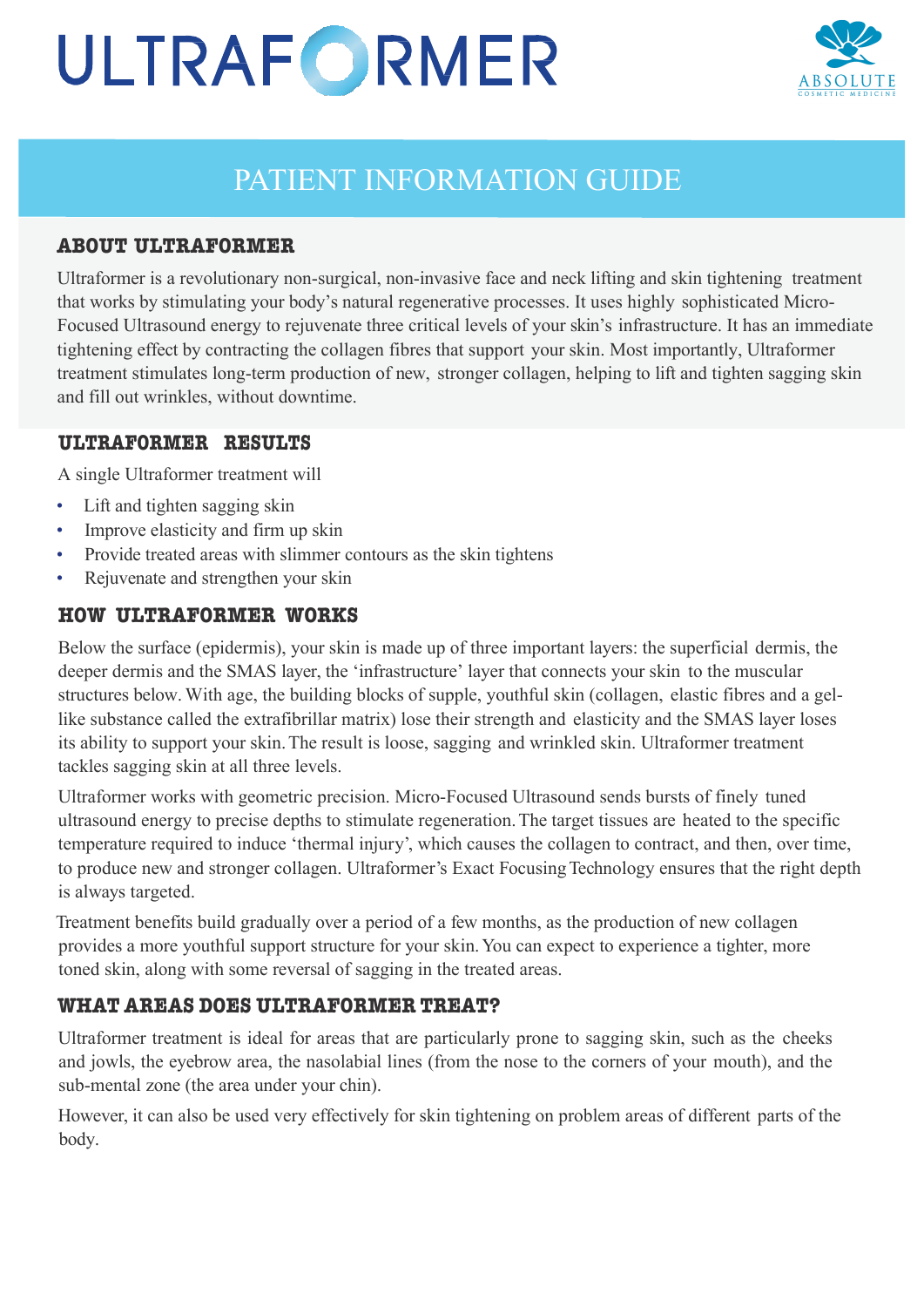# ULTRAFORMER

ABSOLUTE
COSMETIC MEDICINE

## PATIENT INFORMATION GUIDE

### ABOUT ULTRAFORMER

Ultraformer is a revolutionary non-surgical, non-invasive face and neck lifting and skin tightening treatment that works by stimulating your body's natural regenerative processes. It uses highly sophisticated Micro-Focused Ultrasound energy to rejuvenate three critical levels of your skin's infrastructure. It has an immediate tightening effect by contracting the collagen fibres that support your skin. Most importantly, Ultraformer treatment stimulates long-term production of new, stronger collagen, helping to lift and tighten sagging skin and fill out wrinkles, without downtime.

### ULTRAFORMER RESULTS

A single Ultraformer treatment will

- Lift and tighten sagging skin
- Improve elasticity and firm up skin
- Provide treated areas with slimmer contours as the skin tightens
- Rejuvenate and strengthen your skin

### HOW ULTRAFORMER WORKS

Below the surface (epidermis), your skin is made up of three important layers: the superficial dermis, the deeper dermis and the SMAS layer, the 'infrastructure' layer that connects your skin to the muscular structures below. With age, the building blocks of supple, youthful skin (collagen, elastic fibres and a gel-like substance called the extrafibrillar matrix) lose their strength and elasticity and the SMAS layer loses its ability to support your skin. The result is loose, sagging and wrinkled skin. Ultraformer treatment tackles sagging skin at all three levels.

Ultraformer works with geometric precision. Micro-Focused Ultrasound sends bursts of finely tuned ultrasound energy to precise depths to stimulate regeneration. The target tissues are heated to the specific temperature required to induce 'thermal injury', which causes the collagen to contract, and then, over time, to produce new and stronger collagen. Ultraformer's Exact Focusing Technology ensures that the right depth is always targeted.

Treatment benefits build gradually over a period of a few months, as the production of new collagen provides a more youthful support structure for your skin. You can expect to experience a tighter, more toned skin, along with some reversal of sagging in the treated areas.

### WHAT AREAS DOES ULTRAFORMER TREAT?

Ultraformer treatment is ideal for areas that are particularly prone to sagging skin, such as the cheeks and jowls, the eyebrow area, the nasolabial lines (from the nose to the corners of your mouth), and the sub-mental zone (the area under your chin).

However, it can also be used very effectively for skin tightening on problem areas of different parts of the body.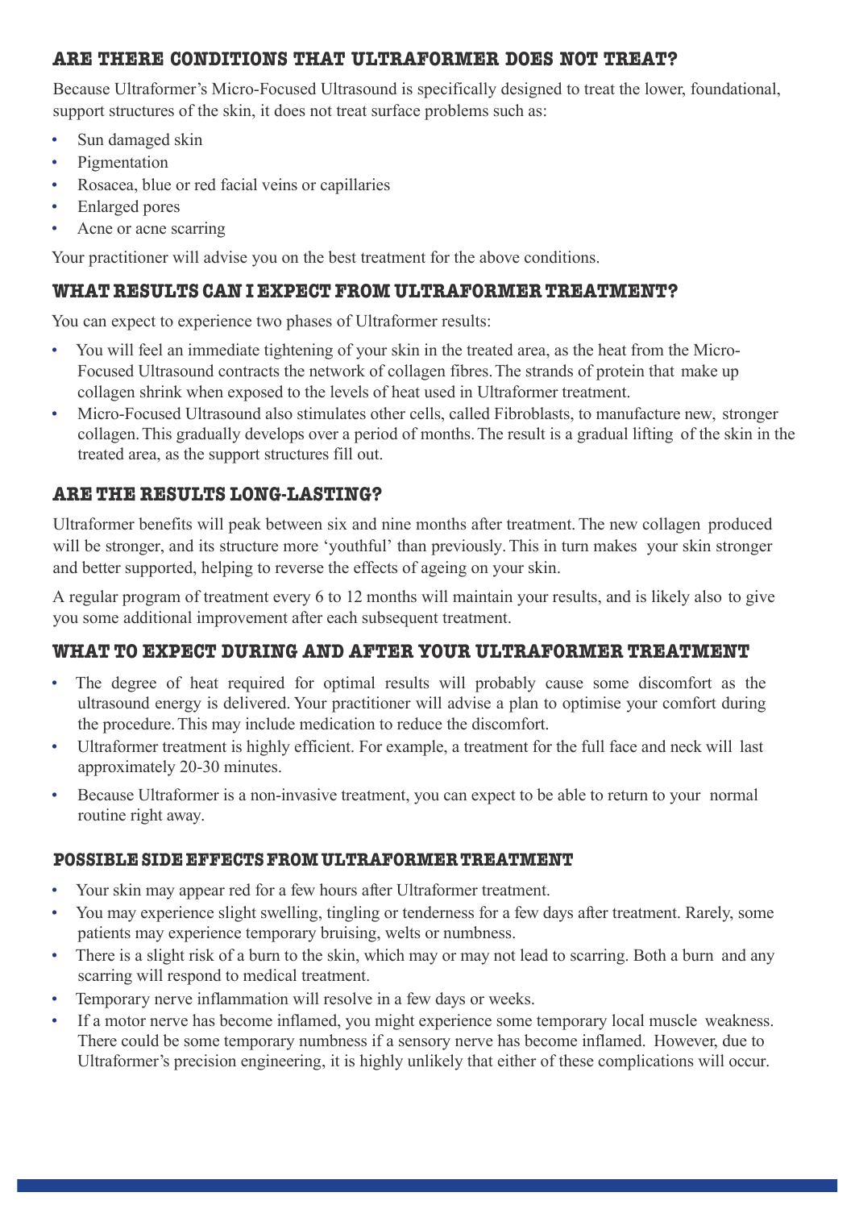## ARE THERE CONDITIONS THAT ULTRAFORMER DOES NOT TREAT?

Because Ultraformer's Micro-Focused Ultrasound is specifically designed to treat the lower, foundational, support structures of the skin, it does not treat surface problems such as:

- Sun damaged skin
- Pigmentation
- Rosacea, blue or red facial veins or capillaries
- Enlarged pores
- Acne or acne scarring

Your practitioner will advise you on the best treatment for the above conditions.

## WHAT RESULTS CAN I EXPECT FROM ULTRAFORMER TREATMENT?

You can expect to experience two phases of Ultraformer results:

- You will feel an immediate tightening of your skin in the treated area, as the heat from the Micro-Focused Ultrasound contracts the network of collagen fibres. The strands of protein that make up collagen shrink when exposed to the levels of heat used in Ultraformer treatment.
- Micro-Focused Ultrasound also stimulates other cells, called Fibroblasts, to manufacture new, stronger collagen. This gradually develops over a period of months. The result is a gradual lifting of the skin in the treated area, as the support structures fill out.

## ARE THE RESULTS LONG-LASTING?

Ultraformer benefits will peak between six and nine months after treatment. The new collagen produced will be stronger, and its structure more 'youthful' than previously. This in turn makes your skin stronger and better supported, helping to reverse the effects of ageing on your skin.

A regular program of treatment every 6 to 12 months will maintain your results, and is likely also to give you some additional improvement after each subsequent treatment.

## WHAT TO EXPECT DURING AND AFTER YOUR ULTRAFORMER TREATMENT

- The degree of heat required for optimal results will probably cause some discomfort as the ultrasound energy is delivered. Your practitioner will advise a plan to optimise your comfort during the procedure. This may include medication to reduce the discomfort.
- Ultraformer treatment is highly efficient. For example, a treatment for the full face and neck will last approximately 20-30 minutes.
- Because Ultraformer is a non-invasive treatment, you can expect to be able to return to your normal routine right away.

## POSSIBLE SIDE EFFECTS FROM ULTRAFORMER TREATMENT

- Your skin may appear red for a few hours after Ultraformer treatment.
- You may experience slight swelling, tingling or tenderness for a few days after treatment. Rarely, some patients may experience temporary bruising, welts or numbness.
- There is a slight risk of a burn to the skin, which may or may not lead to scarring. Both a burn and any scarring will respond to medical treatment.
- Temporary nerve inflammation will resolve in a few days or weeks.
- If a motor nerve has become inflamed, you might experience some temporary local muscle weakness. There could be some temporary numbness if a sensory nerve has become inflamed. However, due to Ultraformer's precision engineering, it is highly unlikely that either of these complications will occur.